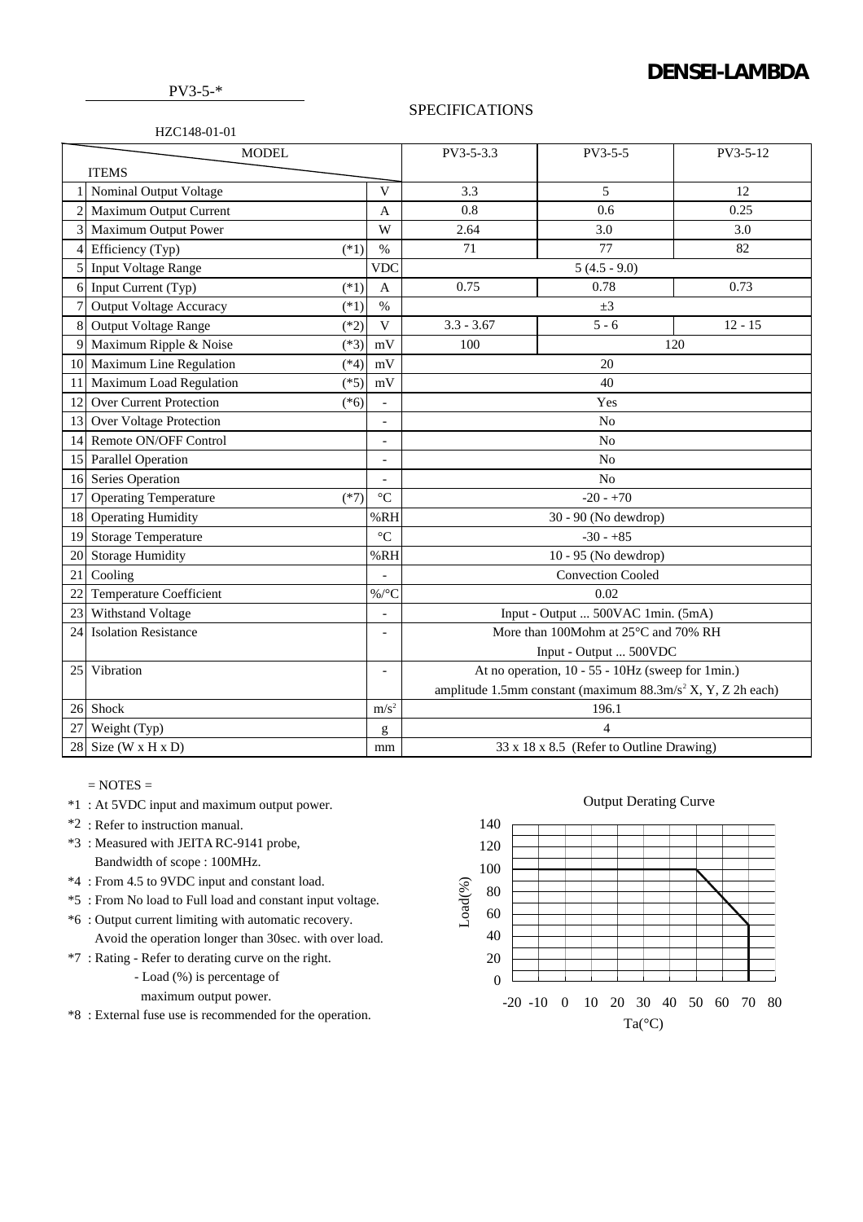**DENSEI-LAMBDA**

PV3-5-*

## SPECIFICATIONS

HZC148-01-01

| | ITEMS / MODEL | | | PV3-5-3.3 | PV3-5-5 | PV3-5-12 |
|---|---|---|---|---|---|---|
| 1 | Nominal Output Voltage | | V | 3.3 | 5 | 12 |
| 2 | Maximum Output Current | | A | 0.8 | 0.6 | 0.25 |
| 3 | Maximum Output Power | | W | 2.64 | 3.0 | 3.0 |
| 4 | Efficiency (Typ) | (*1) | % | 71 | 77 | 82 |
| 5 | Input Voltage Range | | VDC | 5 (4.5 - 9.0) | | |
| 6 | Input Current (Typ) | (*1) | A | 0.75 | 0.78 | 0.73 |
| 7 | Output Voltage Accuracy | (*1) | % | ±3 | | |
| 8 | Output Voltage Range | (*2) | V | 3.3 - 3.67 | 5 - 6 | 12 - 15 |
| 9 | Maximum Ripple & Noise | (*3) | mV | 100 | 120 | |
| 10 | Maximum Line Regulation | (*4) | mV | 20 | | |
| 11 | Maximum Load Regulation | (*5) | mV | 40 | | |
| 12 | Over Current Protection | (*6) | - | Yes | | |
| 13 | Over Voltage Protection | | - | No | | |
| 14 | Remote ON/OFF Control | | - | No | | |
| 15 | Parallel Operation | | - | No | | |
| 16 | Series Operation | | - | No | | |
| 17 | Operating Temperature | (*7) | °C | -20 - +70 | | |
| 18 | Operating Humidity | | %RH | 30 - 90 (No dewdrop) | | |
| 19 | Storage Temperature | | °C | -30 - +85 | | |
| 20 | Storage Humidity | | %RH | 10 - 95 (No dewdrop) | | |
| 21 | Cooling | | - | Convection Cooled | | |
| 22 | Temperature Coefficient | | %/°C | 0.02 | | |
| 23 | Withstand Voltage | | - | Input - Output ... 500VAC 1min. (5mA) | | |
| 24 | Isolation Resistance | | - | More than 100Mohm at 25°C and 70% RH Input - Output ... 500VDC | | |
| 25 | Vibration | | - | At no operation, 10 - 55 - 10Hz (sweep for 1min.) amplitude 1.5mm constant (maximum 88.3m/s² X, Y, Z 2h each) | | |
| 26 | Shock | | m/s² | 196.1 | | |
| 27 | Weight (Typ) | | g | 4 | | |
| 28 | Size (W x H x D) | | mm | 33 x 18 x 8.5 (Refer to Outline Drawing) | | |

= NOTES =

*1 : At 5VDC input and maximum output power.

*2 : Refer to instruction manual.

*3 : Measured with JEITA RC-9141 probe,
Bandwidth of scope : 100MHz.

*4 : From 4.5 to 9VDC input and constant load.

*5 : From No load to Full load and constant input voltage.

*6 : Output current limiting with automatic recovery.
Avoid the operation longer than 30sec. with over load.

*7 : Rating - Refer to derating curve on the right.
- Load (%) is percentage of
maximum output power.

*8 : External fuse use is recommended for the operation.

Output Derating Curve

| Ta(°C) | Load(%) |
|---|---|
| -20 | 100 |
| 50 | 100 |
| 70 | 50 |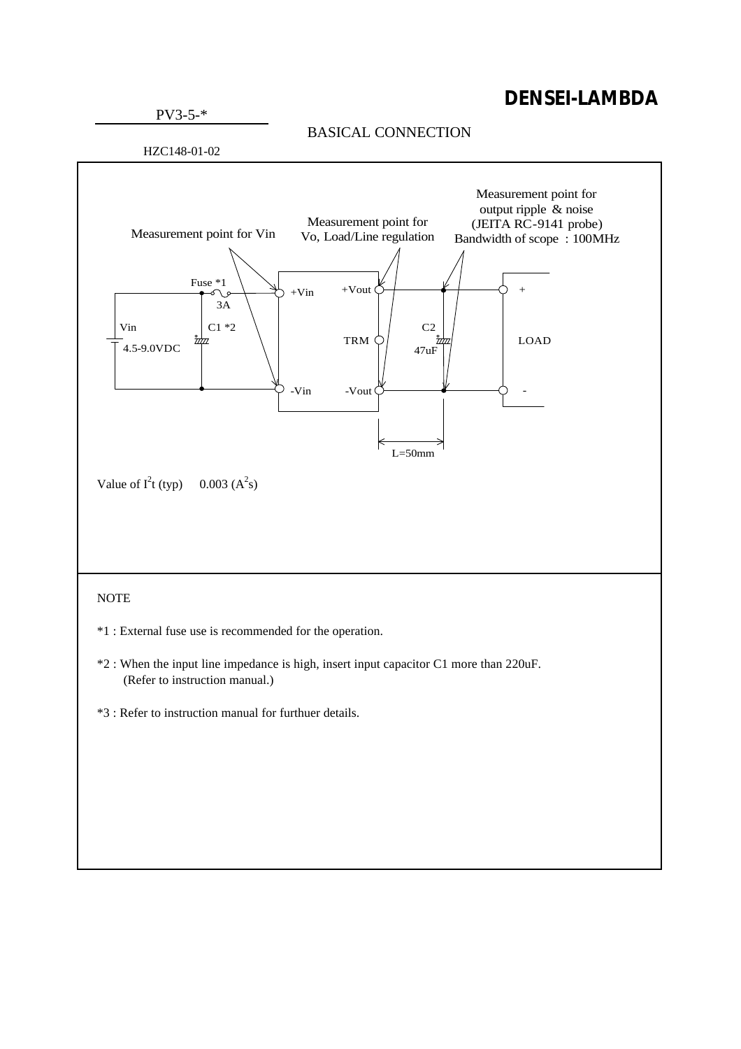PV3-5-*

HZC148-01-02

## BASICAL CONNECTION

Measurement point for Vin

Measurement point for Vo, Load/Line regulation

Measurement point for output ripple & noise (JEITA RC-9141 probe) Bandwidth of scope : 100MHz

Fuse *1

3A

Vin

4.5-9.0VDC

C1 *2

+Vin

-Vin

+Vout

TRM

-Vout

C2

47uF

+

LOAD

-

L=50mm

Value of $I^2t$ (typ) 0.003 ($A^2s$)

NOTE

*1 : External fuse use is recommended for the operation.

*2 : When the input line impedance is high, insert input capacitor C1 more than 220uF. (Refer to instruction manual.)

*3 : Refer to instruction manual for furthuer details.